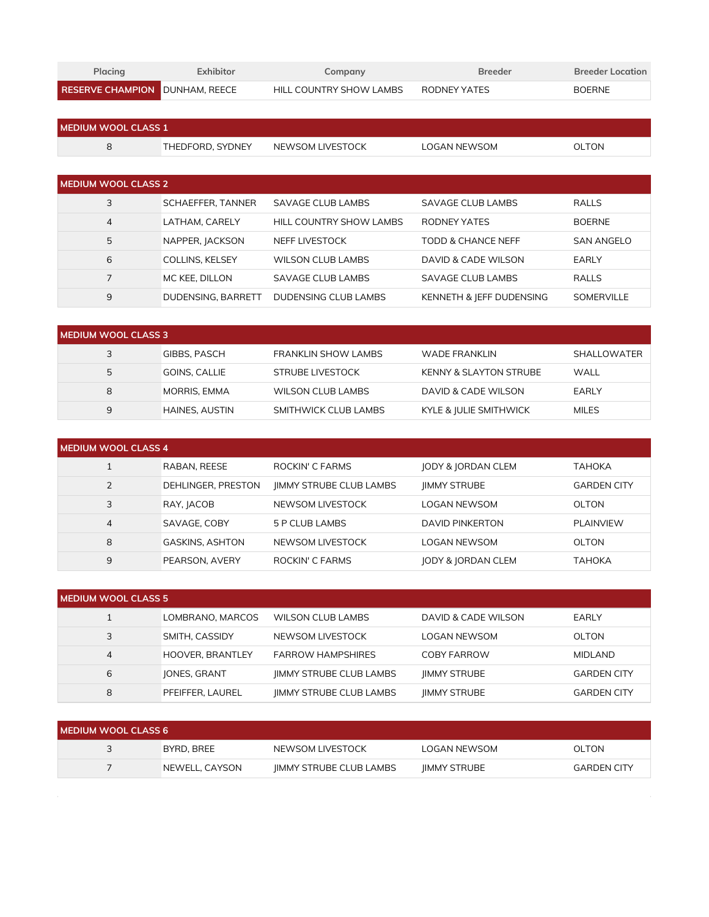| Placing | Exhibitor | Company | Breeder | Breeder Location |
|---|---|---|---|---|
| RESERVE CHAMPION | DUNHAM, REECE | HILL COUNTRY SHOW LAMBS | RODNEY YATES | BOERNE |

| MEDIUM WOOL CLASS 1 | | | | |
|---|---|---|---|---|
| 8 | THEDFORD, SYDNEY | NEWSOM LIVESTOCK | LOGAN NEWSOM | OLTON |

| MEDIUM WOOL CLASS 2 | | | | |
|---|---|---|---|---|
| 3 | SCHAEFFER, TANNER | SAVAGE CLUB LAMBS | SAVAGE CLUB LAMBS | RALLS |
| 4 | LATHAM, CARELY | HILL COUNTRY SHOW LAMBS | RODNEY YATES | BOERNE |
| 5 | NAPPER, JACKSON | NEFF LIVESTOCK | TODD & CHANCE NEFF | SAN ANGELO |
| 6 | COLLINS, KELSEY | WILSON CLUB LAMBS | DAVID & CADE WILSON | EARLY |
| 7 | MC KEE, DILLON | SAVAGE CLUB LAMBS | SAVAGE CLUB LAMBS | RALLS |
| 9 | DUDENSING, BARRETT | DUDENSING CLUB LAMBS | KENNETH & JEFF DUDENSING | SOMERVILLE |

| MEDIUM WOOL CLASS 3 | | | | |
|---|---|---|---|---|
| 3 | GIBBS, PASCH | FRANKLIN SHOW LAMBS | WADE FRANKLIN | SHALLOWATER |
| 5 | GOINS, CALLIE | STRUBE LIVESTOCK | KENNY & SLAYTON STRUBE | WALL |
| 8 | MORRIS, EMMA | WILSON CLUB LAMBS | DAVID & CADE WILSON | EARLY |
| 9 | HAINES, AUSTIN | SMITHWICK CLUB LAMBS | KYLE & JULIE SMITHWICK | MILES |

| MEDIUM WOOL CLASS 4 | | | | |
|---|---|---|---|---|
| 1 | RABAN, REESE | ROCKIN' C FARMS | JODY & JORDAN CLEM | TAHOKA |
| 2 | DEHLINGER, PRESTON | JIMMY STRUBE CLUB LAMBS | JIMMY STRUBE | GARDEN CITY |
| 3 | RAY, JACOB | NEWSOM LIVESTOCK | LOGAN NEWSOM | OLTON |
| 4 | SAVAGE, COBY | 5 P CLUB LAMBS | DAVID PINKERTON | PLAINVIEW |
| 8 | GASKINS, ASHTON | NEWSOM LIVESTOCK | LOGAN NEWSOM | OLTON |
| 9 | PEARSON, AVERY | ROCKIN' C FARMS | JODY & JORDAN CLEM | TAHOKA |

| MEDIUM WOOL CLASS 5 | | | | |
|---|---|---|---|---|
| 1 | LOMBRANO, MARCOS | WILSON CLUB LAMBS | DAVID & CADE WILSON | EARLY |
| 3 | SMITH, CASSIDY | NEWSOM LIVESTOCK | LOGAN NEWSOM | OLTON |
| 4 | HOOVER, BRANTLEY | FARROW HAMPSHIRES | COBY FARROW | MIDLAND |
| 6 | JONES, GRANT | JIMMY STRUBE CLUB LAMBS | JIMMY STRUBE | GARDEN CITY |
| 8 | PFEIFFER, LAUREL | JIMMY STRUBE CLUB LAMBS | JIMMY STRUBE | GARDEN CITY |

| MEDIUM WOOL CLASS 6 | | | | |
|---|---|---|---|---|
| 3 | BYRD, BREE | NEWSOM LIVESTOCK | LOGAN NEWSOM | OLTON |
| 7 | NEWELL, CAYSON | JIMMY STRUBE CLUB LAMBS | JIMMY STRUBE | GARDEN CITY |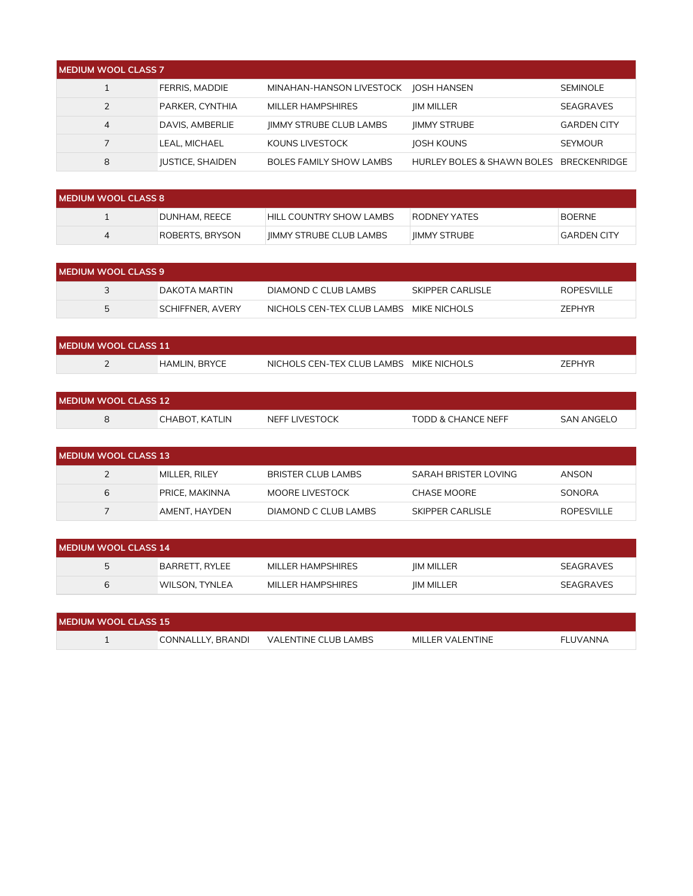| MEDIUM WOOL CLASS 7 | | | | |
| --- | --- | --- | --- | --- |
| 1 | FERRIS, MADDIE | MINAHAN-HANSON LIVESTOCK | JOSH HANSEN | SEMINOLE |
| 2 | PARKER, CYNTHIA | MILLER HAMPSHIRES | JIM MILLER | SEAGRAVES |
| 4 | DAVIS, AMBERLIE | JIMMY STRUBE CLUB LAMBS | JIMMY STRUBE | GARDEN CITY |
| 7 | LEAL, MICHAEL | KOUNS LIVESTOCK | JOSH KOUNS | SEYMOUR |
| 8 | JUSTICE, SHAIDEN | BOLES FAMILY SHOW LAMBS | HURLEY BOLES & SHAWN BOLES | BRECKENRIDGE |

| MEDIUM WOOL CLASS 8 | | | | |
| --- | --- | --- | --- | --- |
| 1 | DUNHAM, REECE | HILL COUNTRY SHOW LAMBS | RODNEY YATES | BOERNE |
| 4 | ROBERTS, BRYSON | JIMMY STRUBE CLUB LAMBS | JIMMY STRUBE | GARDEN CITY |

| MEDIUM WOOL CLASS 9 | | | | |
| --- | --- | --- | --- | --- |
| 3 | DAKOTA MARTIN | DIAMOND C CLUB LAMBS | SKIPPER CARLISLE | ROPESVILLE |
| 5 | SCHIFFNER, AVERY | NICHOLS CEN-TEX CLUB LAMBS | MIKE NICHOLS | ZEPHYR |

| MEDIUM WOOL CLASS 11 | | | | |
| --- | --- | --- | --- | --- |
| 2 | HAMLIN, BRYCE | NICHOLS CEN-TEX CLUB LAMBS | MIKE NICHOLS | ZEPHYR |

| MEDIUM WOOL CLASS 12 | | | | |
| --- | --- | --- | --- | --- |
| 8 | CHABOT, KATLIN | NEFF LIVESTOCK | TODD & CHANCE NEFF | SAN ANGELO |

| MEDIUM WOOL CLASS 13 | | | | |
| --- | --- | --- | --- | --- |
| 2 | MILLER, RILEY | BRISTER CLUB LAMBS | SARAH BRISTER LOVING | ANSON |
| 6 | PRICE, MAKINNA | MOORE LIVESTOCK | CHASE MOORE | SONORA |
| 7 | AMENT, HAYDEN | DIAMOND C CLUB LAMBS | SKIPPER CARLISLE | ROPESVILLE |

| MEDIUM WOOL CLASS 14 | | | | |
| --- | --- | --- | --- | --- |
| 5 | BARRETT, RYLEE | MILLER HAMPSHIRES | JIM MILLER | SEAGRAVES |
| 6 | WILSON, TYNLEA | MILLER HAMPSHIRES | JIM MILLER | SEAGRAVES |

| MEDIUM WOOL CLASS 15 | | | | |
| --- | --- | --- | --- | --- |
| 1 | CONNALLLY, BRANDI | VALENTINE CLUB LAMBS | MILLER VALENTINE | FLUVANNA |